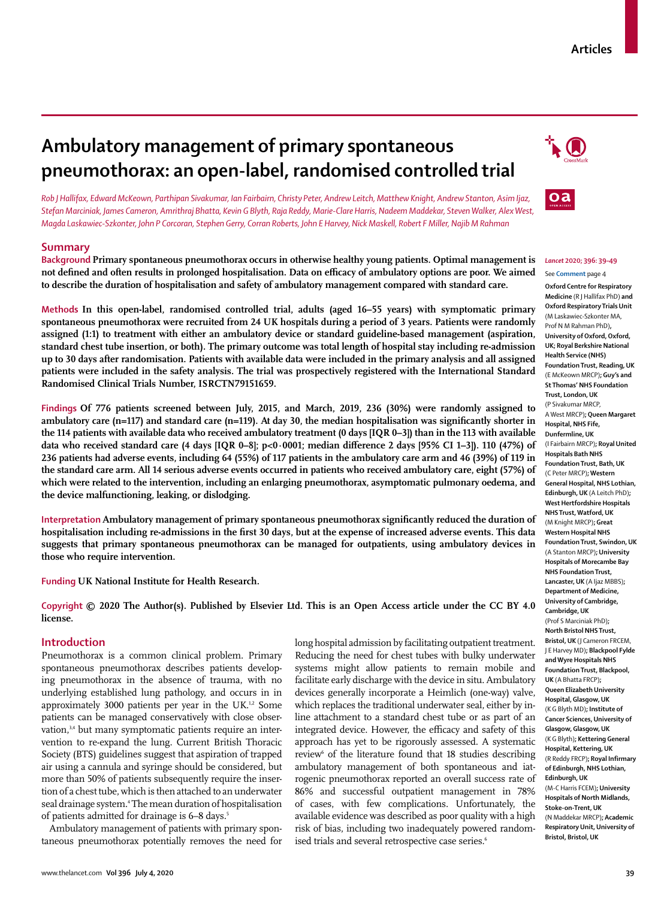# Ambulatory management of primary spontaneous pneumothorax: an open-label, randomised controlled trial

*Rob J Hallifax, Edward McKeown, Parthipan Sivakumar, Ian Fairbairn, Christy Peter, Andrew Leitch, Matthew Knight, Andrew Stanton, Asim Ijaz, Stefan Marciniak, James Cameron, Amrithraj Bhatta, Kevin G Blyth, Raja Reddy, Marie-Clare Harris, Nadeem Maddekar, Steven Walker, Alex West, Magda Laskawiec-Szkonter, John P Corcoran, Stephen Gerry, Corran Roberts, John E Harvey, Nick Maskell, Robert F Miller, Najib M Rahman*

## Summary

**Background** **Primary spontaneous pneumothorax occurs in otherwise healthy young patients. Optimal management is not defined and often results in prolonged hospitalisation. Data on efficacy of ambulatory options are poor. We aimed to describe the duration of hospitalisation and safety of ambulatory management compared with standard care.**

**Methods** **In this open-label, randomised controlled trial, adults (aged 16–55 years) with symptomatic primary spontaneous pneumothorax were recruited from 24 UK hospitals during a period of 3 years. Patients were randomly assigned (1:1) to treatment with either an ambulatory device or standard guideline-based management (aspiration, standard chest tube insertion, or both). The primary outcome was total length of hospital stay including re-admission up to 30 days after randomisation. Patients with available data were included in the primary analysis and all assigned patients were included in the safety analysis. The trial was prospectively registered with the International Standard Randomised Clinical Trials Number, ISRCTN79151659.**

**Findings** **Of 776 patients screened between July, 2015, and March, 2019, 236 (30%) were randomly assigned to ambulatory care (n=117) and standard care (n=119). At day 30, the median hospitalisation was significantly shorter in the 114 patients with available data who received ambulatory treatment (0 days [IQR 0–3]) than in the 113 with available data who received standard care (4 days [IQR 0–8]; p<0·0001; median difference 2 days [95% CI 1–3]). 110 (47%) of 236 patients had adverse events, including 64 (55%) of 117 patients in the ambulatory care arm and 46 (39%) of 119 in the standard care arm. All 14 serious adverse events occurred in patients who received ambulatory care, eight (57%) of which were related to the intervention, including an enlarging pneumothorax, asymptomatic pulmonary oedema, and the device malfunctioning, leaking, or dislodging.**

**Interpretation** **Ambulatory management of primary spontaneous pneumothorax significantly reduced the duration of hospitalisation including re-admissions in the first 30 days, but at the expense of increased adverse events. This data suggests that primary spontaneous pneumothorax can be managed for outpatients, using ambulatory devices in those who require intervention.**

**Funding** **UK National Institute for Health Research.**

**Copyright** **© 2020 The Author(s). Published by Elsevier Ltd. This is an Open Access article under the CC BY 4.0 license.**

*Lancet* 2020; 396: 39–49

See **Comment** page 4

**Oxford Centre for Respiratory Medicine** (R J Hallifax PhD) **and Oxford Respiratory Trials Unit** (M Laskawiec-Szkonter MA, Prof N M Rahman PhD)**, University of Oxford, Oxford, UK; Royal Berkshire National Health Service (NHS) Foundation Trust, Reading, UK** (E McKeown MRCP)**; Guy's and St Thomas' NHS Foundation Trust, London, UK** (P Sivakumar MRCP, A West MRCP)**; Queen Margaret Hospital, NHS Fife, Dunfermline, UK** (I Fairbairn MRCP)**; Royal United Hospitals Bath NHS Foundation Trust, Bath, UK** (C Peter MRCP)**; Western General Hospital, NHS Lothian, Edinburgh, UK** (A Leitch PhD)**; West Hertfordshire Hospitals NHS Trust, Watford, UK** (M Knight MRCP)**; Great Western Hospital NHS Foundation Trust, Swindon, UK** (A Stanton MRCP)**; University Hospitals of Morecambe Bay NHS Foundation Trust, Lancaster, UK** (A Ijaz MBBS)**; Department of Medicine, University of Cambridge, Cambridge, UK** (Prof S Marciniak PhD)**; North Bristol NHS Trust, Bristol, UK** (J Cameron FRCEM, J E Harvey MD)**; Blackpool Fylde and Wyre Hospitals NHS Foundation Trust, Blackpool, UK** (A Bhatta FRCP)**; Queen Elizabeth University Hospital, Glasgow, UK** (K G Blyth MD)**; Institute of Cancer Sciences, University of Glasgow, Glasgow, UK** (K G Blyth)**; Kettering General Hospital, Kettering, UK** (R Reddy FRCP)**; Royal Infirmary of Edinburgh, NHS Lothian, Edinburgh, UK** (M-C Harris FCEM)**; University Hospitals of North Midlands, Stoke-on-Trent, UK** (N Maddekar MRCP)**; Academic Respiratory Unit, University of Bristol, Bristol, UK**

## Introduction

Pneumothorax is a common clinical problem. Primary spontaneous pneumothorax describes patients developing pneumothorax in the absence of trauma, with no underlying established lung pathology, and occurs in approximately 3000 patients per year in the UK.[1,2] Some patients can be managed conservatively with close observation,[3,4] but many symptomatic patients require an intervention to re-expand the lung. Current British Thoracic Society (BTS) guidelines suggest that aspiration of trapped air using a cannula and syringe should be considered, but more than 50% of patients subsequently require the insertion of a chest tube, which is then attached to an underwater seal drainage system.[4] The mean duration of hospitalisation of patients admitted for drainage is 6–8 days.[5]

Ambulatory management of patients with primary spontaneous pneumothorax potentially removes the need for long hospital admission by facilitating outpatient treatment. Reducing the need for chest tubes with bulky underwater systems might allow patients to remain mobile and facilitate early discharge with the device in situ. Ambulatory devices generally incorporate a Heimlich (one-way) valve, which replaces the traditional underwater seal, either by in-line attachment to a standard chest tube or as part of an integrated device. However, the efficacy and safety of this approach has yet to be rigorously assessed. A systematic review[6] of the literature found that 18 studies describing ambulatory management of both spontaneous and iatrogenic pneumothorax reported an overall success rate of 86% and successful outpatient management in 78% of cases, with few complications. Unfortunately, the available evidence was described as poor quality with a high risk of bias, including two inadequately powered randomised trials and several retrospective case series.[6]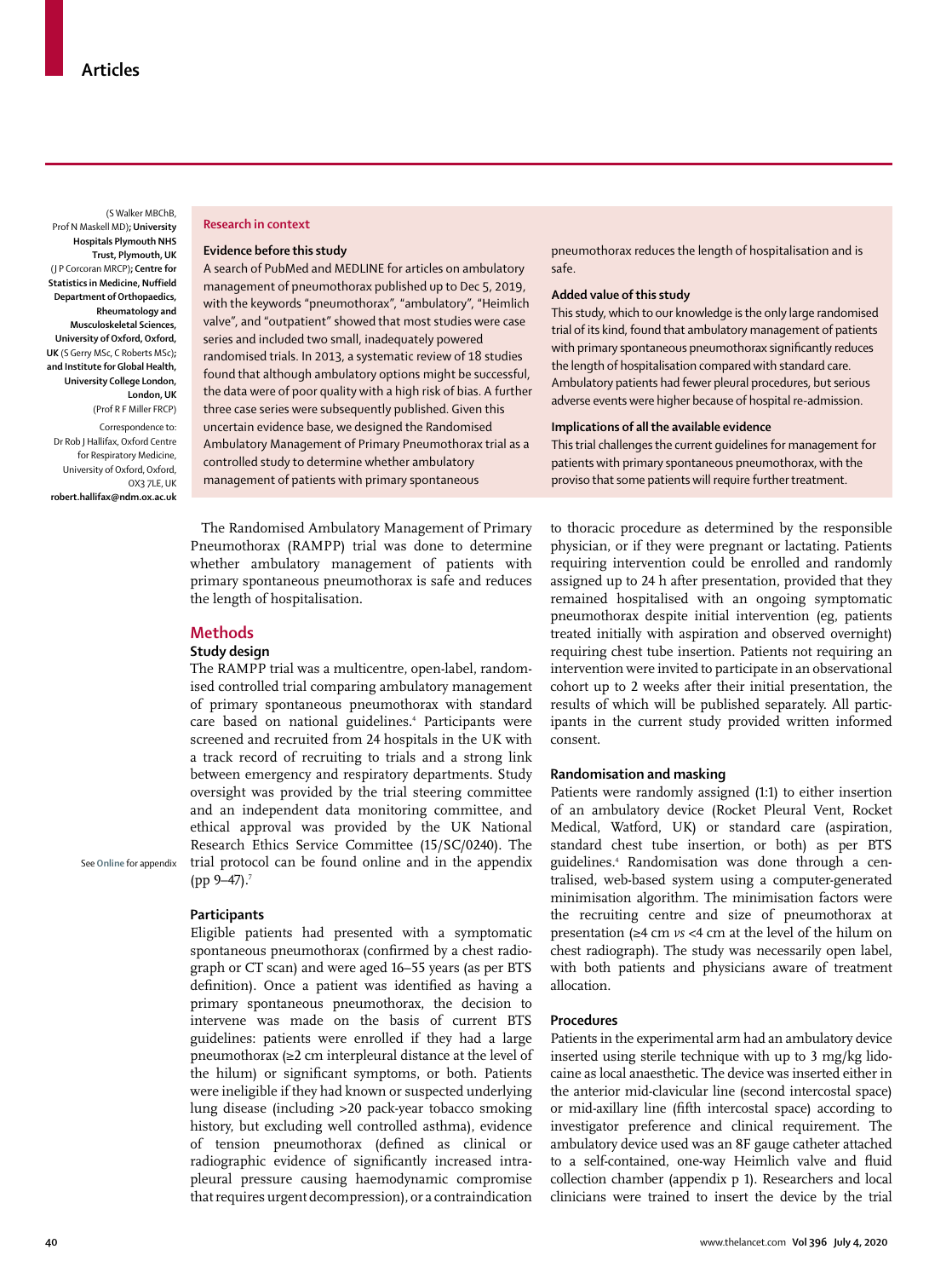(S Walker MBChB, Prof N Maskell MD); **University Hospitals Plymouth NHS Trust, Plymouth, UK** (J P Corcoran MRCP); **Centre for Statistics in Medicine, Nuffield Department of Orthopaedics, Rheumatology and Musculoskeletal Sciences, University of Oxford, Oxford, UK** (S Gerry MSc, C Roberts MSc); **and Institute for Global Health, University College London, London, UK** (Prof R F Miller FRCP)

Correspondence to: Dr Rob J Hallifax, Oxford Centre for Respiratory Medicine, University of Oxford, Oxford, OX3 7LE, UK **robert.hallifax@ndm.ox.ac.uk**

**Research in context**

**Evidence before this study**

A search of PubMed and MEDLINE for articles on ambulatory management of pneumothorax published up to Dec 5, 2019, with the keywords "pneumothorax", "ambulatory", "Heimlich valve", and "outpatient" showed that most studies were case series and included two small, inadequately powered randomised trials. In 2013, a systematic review of 18 studies found that although ambulatory options might be successful, the data were of poor quality with a high risk of bias. A further three case series were subsequently published. Given this uncertain evidence base, we designed the Randomised Ambulatory Management of Primary Pneumothorax trial as a controlled study to determine whether ambulatory management of patients with primary spontaneous pneumothorax reduces the length of hospitalisation and is safe.

**Added value of this study**

This study, which to our knowledge is the only large randomised trial of its kind, found that ambulatory management of patients with primary spontaneous pneumothorax significantly reduces the length of hospitalisation compared with standard care. Ambulatory patients had fewer pleural procedures, but serious adverse events were higher because of hospital re-admission.

**Implications of all the available evidence**

This trial challenges the current guidelines for management for patients with primary spontaneous pneumothorax, with the proviso that some patients will require further treatment.

The Randomised Ambulatory Management of Primary Pneumothorax (RAMPP) trial was done to determine whether ambulatory management of patients with primary spontaneous pneumothorax is safe and reduces the length of hospitalisation.

## Methods

### Study design

The RAMPP trial was a multicentre, open-label, randomised controlled trial comparing ambulatory management of primary spontaneous pneumothorax with standard care based on national guidelines.[4] Participants were screened and recruited from 24 hospitals in the UK with a track record of recruiting to trials and a strong link between emergency and respiratory departments. Study oversight was provided by the trial steering committee and an independent data monitoring committee, and ethical approval was provided by the UK National Research Ethics Service Committee (15/SC/0240). The trial protocol can be found online and in the appendix (pp 9–47).[7]

See **Online** for appendix

### Participants

Eligible patients had presented with a symptomatic spontaneous pneumothorax (confirmed by a chest radiograph or CT scan) and were aged 16–55 years (as per BTS definition). Once a patient was identified as having a primary spontaneous pneumothorax, the decision to intervene was made on the basis of current BTS guidelines: patients were enrolled if they had a large pneumothorax (≥2 cm interpleural distance at the level of the hilum) or significant symptoms, or both. Patients were ineligible if they had known or suspected underlying lung disease (including >20 pack-year tobacco smoking history, but excluding well controlled asthma), evidence of tension pneumothorax (defined as clinical or radiographic evidence of significantly increased intrapleural pressure causing haemodynamic compromise that requires urgent decompression), or a contraindication to thoracic procedure as determined by the responsible physician, or if they were pregnant or lactating. Patients requiring intervention could be enrolled and randomly assigned up to 24 h after presentation, provided that they remained hospitalised with an ongoing symptomatic pneumothorax despite initial intervention (eg, patients treated initially with aspiration and observed overnight) requiring chest tube insertion. Patients not requiring an intervention were invited to participate in an observational cohort up to 2 weeks after their initial presentation, the results of which will be published separately. All participants in the current study provided written informed consent.

### Randomisation and masking

Patients were randomly assigned (1:1) to either insertion of an ambulatory device (Rocket Pleural Vent, Rocket Medical, Watford, UK) or standard care (aspiration, standard chest tube insertion, or both) as per BTS guidelines.[4] Randomisation was done through a centralised, web-based system using a computer-generated minimisation algorithm. The minimisation factors were the recruiting centre and size of pneumothorax at presentation (≥4 cm *vs* <4 cm at the level of the hilum on chest radiograph). The study was necessarily open label, with both patients and physicians aware of treatment allocation.

### Procedures

Patients in the experimental arm had an ambulatory device inserted using sterile technique with up to 3 mg/kg lidocaine as local anaesthetic. The device was inserted either in the anterior mid-clavicular line (second intercostal space) or mid-axillary line (fifth intercostal space) according to investigator preference and clinical requirement. The ambulatory device used was an 8F gauge catheter attached to a self-contained, one-way Heimlich valve and fluid collection chamber (appendix p 1). Researchers and local clinicians were trained to insert the device by the trial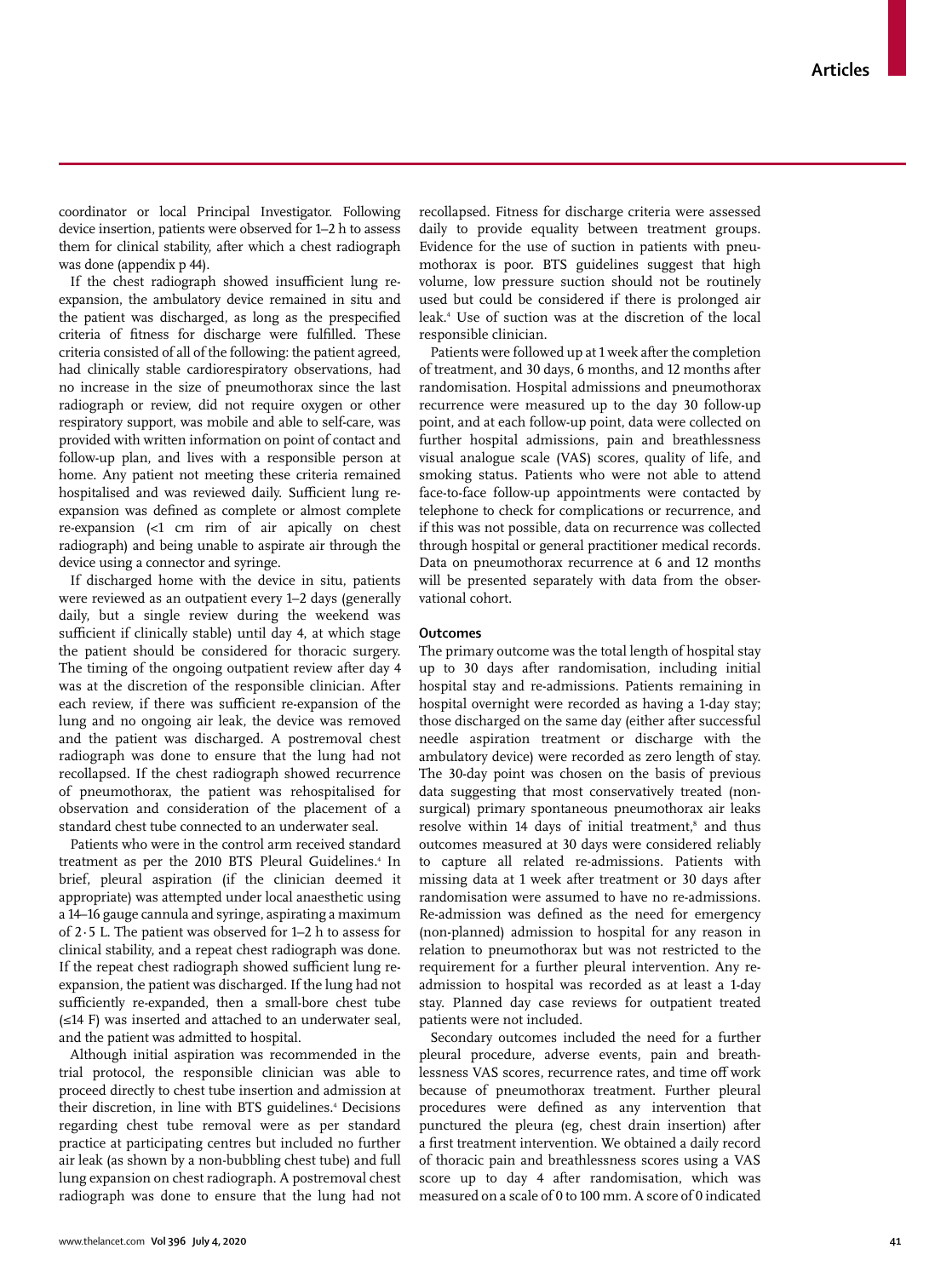coordinator or local Principal Investigator. Following device insertion, patients were observed for 1–2 h to assess them for clinical stability, after which a chest radiograph was done (appendix p 44).

If the chest radiograph showed insufficient lung re-expansion, the ambulatory device remained in situ and the patient was discharged, as long as the prespecified criteria of fitness for discharge were fulfilled. These criteria consisted of all of the following: the patient agreed, had clinically stable cardiorespiratory observations, had no increase in the size of pneumothorax since the last radiograph or review, did not require oxygen or other respiratory support, was mobile and able to self-care, was provided with written information on point of contact and follow-up plan, and lives with a responsible person at home. Any patient not meeting these criteria remained hospitalised and was reviewed daily. Sufficient lung re-expansion was defined as complete or almost complete re-expansion (<1 cm rim of air apically on chest radiograph) and being unable to aspirate air through the device using a connector and syringe.

If discharged home with the device in situ, patients were reviewed as an outpatient every 1–2 days (generally daily, but a single review during the weekend was sufficient if clinically stable) until day 4, at which stage the patient should be considered for thoracic surgery. The timing of the ongoing outpatient review after day 4 was at the discretion of the responsible clinician. After each review, if there was sufficient re-expansion of the lung and no ongoing air leak, the device was removed and the patient was discharged. A postremoval chest radiograph was done to ensure that the lung had not recollapsed. If the chest radiograph showed recurrence of pneumothorax, the patient was rehospitalised for observation and consideration of the placement of a standard chest tube connected to an underwater seal.

Patients who were in the control arm received standard treatment as per the 2010 BTS Pleural Guidelines.[4] In brief, pleural aspiration (if the clinician deemed it appropriate) was attempted under local anaesthetic using a 14–16 gauge cannula and syringe, aspirating a maximum of 2·5 L. The patient was observed for 1–2 h to assess for clinical stability, and a repeat chest radiograph was done. If the repeat chest radiograph showed sufficient lung re-expansion, the patient was discharged. If the lung had not sufficiently re-expanded, then a small-bore chest tube (≤14 F) was inserted and attached to an underwater seal, and the patient was admitted to hospital.

Although initial aspiration was recommended in the trial protocol, the responsible clinician was able to proceed directly to chest tube insertion and admission at their discretion, in line with BTS guidelines.[4] Decisions regarding chest tube removal were as per standard practice at participating centres but included no further air leak (as shown by a non-bubbling chest tube) and full lung expansion on chest radiograph. A postremoval chest radiograph was done to ensure that the lung had not recollapsed. Fitness for discharge criteria were assessed daily to provide equality between treatment groups. Evidence for the use of suction in patients with pneumothorax is poor. BTS guidelines suggest that high volume, low pressure suction should not be routinely used but could be considered if there is prolonged air leak.[4] Use of suction was at the discretion of the local responsible clinician.

Patients were followed up at 1 week after the completion of treatment, and 30 days, 6 months, and 12 months after randomisation. Hospital admissions and pneumothorax recurrence were measured up to the day 30 follow-up point, and at each follow-up point, data were collected on further hospital admissions, pain and breathlessness visual analogue scale (VAS) scores, quality of life, and smoking status. Patients who were not able to attend face-to-face follow-up appointments were contacted by telephone to check for complications or recurrence, and if this was not possible, data on recurrence was collected through hospital or general practitioner medical records. Data on pneumothorax recurrence at 6 and 12 months will be presented separately with data from the observational cohort.

### Outcomes

The primary outcome was the total length of hospital stay up to 30 days after randomisation, including initial hospital stay and re-admissions. Patients remaining in hospital overnight were recorded as having a 1-day stay; those discharged on the same day (either after successful needle aspiration treatment or discharge with the ambulatory device) were recorded as zero length of stay. The 30-day point was chosen on the basis of previous data suggesting that most conservatively treated (non-surgical) primary spontaneous pneumothorax air leaks resolve within 14 days of initial treatment,[8] and thus outcomes measured at 30 days were considered reliably to capture all related re-admissions. Patients with missing data at 1 week after treatment or 30 days after randomisation were assumed to have no re-admissions. Re-admission was defined as the need for emergency (non-planned) admission to hospital for any reason in relation to pneumothorax but was not restricted to the requirement for a further pleural intervention. Any re-admission to hospital was recorded as at least a 1-day stay. Planned day case reviews for outpatient treated patients were not included.

Secondary outcomes included the need for a further pleural procedure, adverse events, pain and breathlessness VAS scores, recurrence rates, and time off work because of pneumothorax treatment. Further pleural procedures were defined as any intervention that punctured the pleura (eg, chest drain insertion) after a first treatment intervention. We obtained a daily record of thoracic pain and breathlessness scores using a VAS score up to day 4 after randomisation, which was measured on a scale of 0 to 100 mm. A score of 0 indicated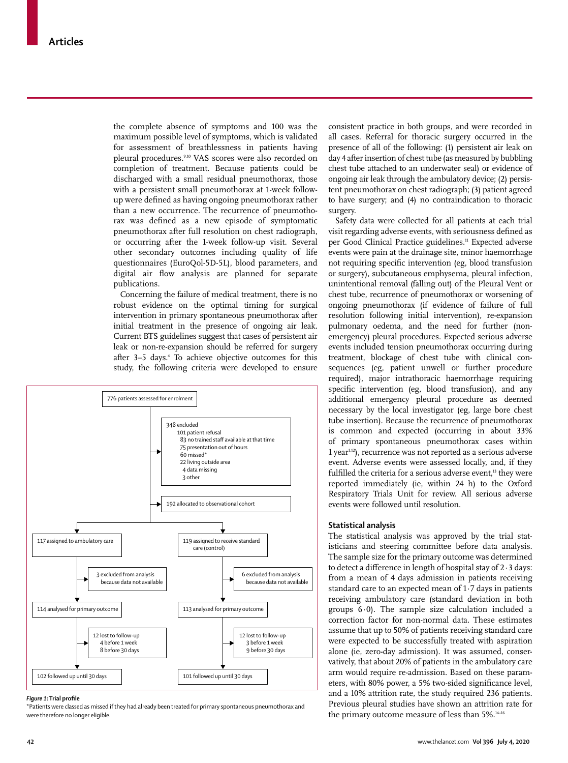the complete absence of symptoms and 100 was the maximum possible level of symptoms, which is validated for assessment of breathlessness in patients having pleural procedures.[9,10] VAS scores were also recorded on completion of treatment. Because patients could be discharged with a small residual pneumothorax, those with a persistent small pneumothorax at 1-week follow-up were defined as having ongoing pneumothorax rather than a new occurrence. The recurrence of pneumothorax was defined as a new episode of symptomatic pneumothorax after full resolution on chest radiograph, or occurring after the 1-week follow-up visit. Several other secondary outcomes including quality of life questionnaires (EuroQol-5D-5L), blood parameters, and digital air flow analysis are planned for separate publications.

Concerning the failure of medical treatment, there is no robust evidence on the optimal timing for surgical intervention in primary spontaneous pneumothorax after initial treatment in the presence of ongoing air leak. Current BTS guidelines suggest that cases of persistent air leak or non-re-expansion should be referred for surgery after 3–5 days.[4] To achieve objective outcomes for this study, the following criteria were developed to ensure consistent practice in both groups, and were recorded in all cases. Referral for thoracic surgery occurred in the presence of all of the following: (1) persistent air leak on day 4 after insertion of chest tube (as measured by bubbling chest tube attached to an underwater seal) or evidence of ongoing air leak through the ambulatory device; (2) persistent pneumothorax on chest radiograph; (3) patient agreed to have surgery; and (4) no contraindication to thoracic surgery.

Safety data were collected for all patients at each trial visit regarding adverse events, with seriousness defined as per Good Clinical Practice guidelines.[11] Expected adverse events were pain at the drainage site, minor haemorrhage not requiring specific intervention (eg, blood transfusion or surgery), subcutaneous emphysema, pleural infection, unintentional removal (falling out) of the Pleural Vent or chest tube, recurrence of pneumothorax or worsening of ongoing pneumothorax (if evidence of failure of full resolution following initial treatment), re-expansion pulmonary oedema, and the need for further (non-emergency) pleural procedures. Expected serious adverse events included tension pneumothorax occurring during treatment, blockage of chest tube with clinical consequences (eg, patient unwell or further procedure required), major intrathoracic haemorrhage requiring specific intervention (eg, blood transfusion), and any additional emergency pleural procedure as deemed necessary by the local investigator (eg, large bore chest tube insertion). Because the recurrence of pneumothorax is common and expected (occurring in about 33% of primary spontaneous pneumothorax cases within 1 year[1,12]), recurrence was not reported as a serious adverse event. Adverse events were assessed locally, and, if they fulfilled the criteria for a serious adverse event,[13] they were reported immediately (ie, within 24 h) to the Oxford Respiratory Trials Unit for review. All serious adverse events were followed until resolution.

- 776 patients assessed for enrolment
  - 348 excluded
    - 101 patient refusal
    - 83 no trained staff available at that time
    - 75 presentation out of hours
    - 60 missed*
    - 22 living outside area
    - 4 data missing
    - 3 other
  - 192 allocated to observational cohort
- 117 assigned to ambulatory care
  - 3 excluded from analysis because data not available
  - 114 analysed for primary outcome
  - 12 lost to follow-up (4 before 1 week; 8 before 30 days)
  - 102 followed up until 30 days
- 119 assigned to receive standard care (control)
  - 6 excluded from analysis because data not available
  - 113 analysed for primary outcome
  - 12 lost to follow-up (3 before 1 week; 9 before 30 days)
  - 101 followed up until 30 days

*Figure 1:* **Trial profile**

*Patients were classed as missed if they had already been treated for primary spontaneous pneumothorax and were therefore no longer eligible.

## Statistical analysis

The statistical analysis was approved by the trial statisticians and steering committee before data analysis. The sample size for the primary outcome was determined to detect a difference in length of hospital stay of 2·3 days: from a mean of 4 days admission in patients receiving standard care to an expected mean of 1·7 days in patients receiving ambulatory care (standard deviation in both groups 6·0). The sample size calculation included a correction factor for non-normal data. These estimates assume that up to 50% of patients receiving standard care were expected to be successfully treated with aspiration alone (ie, zero-day admission). It was assumed, conservatively, that about 20% of patients in the ambulatory care arm would require re-admission. Based on these parameters, with 80% power, a 5% two-sided significance level, and a 10% attrition rate, the study required 236 patients. Previous pleural studies have shown an attrition rate for the primary outcome measure of less than 5%.[14–16]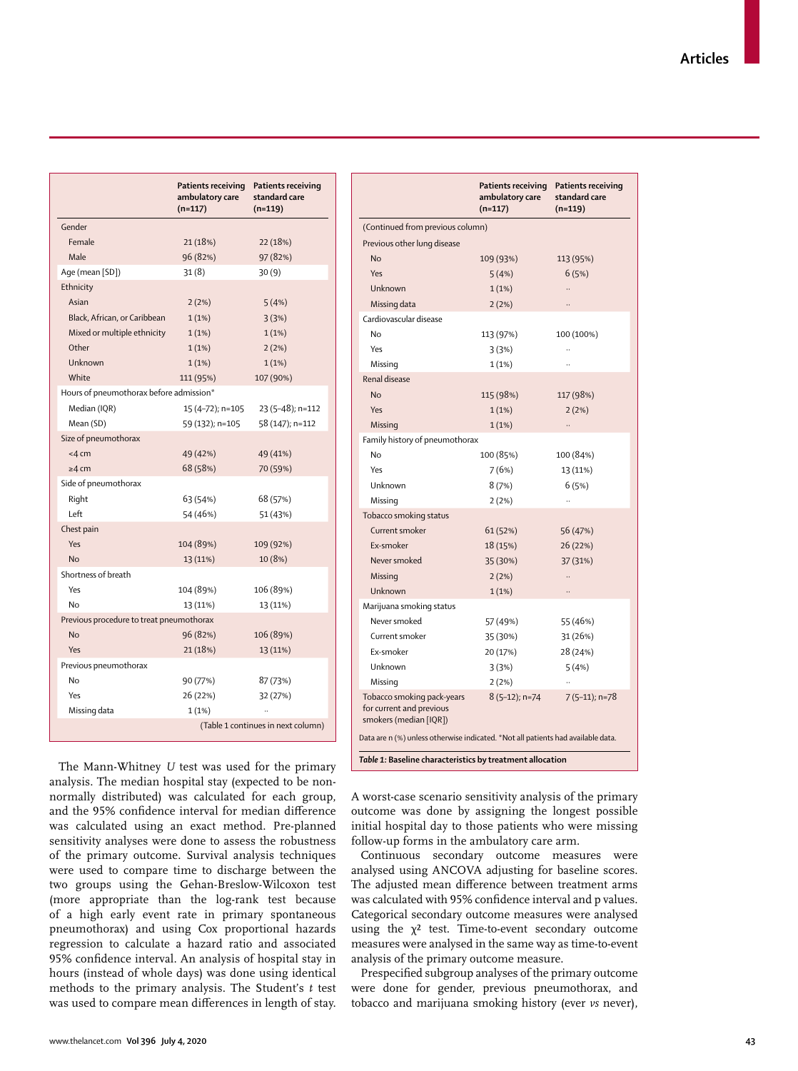| | Patients receiving ambulatory care (n=117) | Patients receiving standard care (n=119) |
|---|---|---|
| Gender | | |
| Female | 21 (18%) | 22 (18%) |
| Male | 96 (82%) | 97 (82%) |
| Age (mean [SD]) | 31 (8) | 30 (9) |
| Ethnicity | | |
| Asian | 2 (2%) | 5 (4%) |
| Black, African, or Caribbean | 1 (1%) | 3 (3%) |
| Mixed or multiple ethnicity | 1 (1%) | 1 (1%) |
| Other | 1 (1%) | 2 (2%) |
| Unknown | 1 (1%) | 1 (1%) |
| White | 111 (95%) | 107 (90%) |
| Hours of pneumothorax before admission* | | |
| Median (IQR) | 15 (4–72); n=105 | 23 (5–48); n=112 |
| Mean (SD) | 59 (132); n=105 | 58 (147); n=112 |
| Size of pneumothorax | | |
| <4 cm | 49 (42%) | 49 (41%) |
| ≥4 cm | 68 (58%) | 70 (59%) |
| Side of pneumothorax | | |
| Right | 63 (54%) | 68 (57%) |
| Left | 54 (46%) | 51 (43%) |
| Chest pain | | |
| Yes | 104 (89%) | 109 (92%) |
| No | 13 (11%) | 10 (8%) |
| Shortness of breath | | |
| Yes | 104 (89%) | 106 (89%) |
| No | 13 (11%) | 13 (11%) |
| Previous procedure to treat pneumothorax | | |
| No | 96 (82%) | 106 (89%) |
| Yes | 21 (18%) | 13 (11%) |
| Previous pneumothorax | | |
| No | 90 (77%) | 87 (73%) |
| Yes | 26 (22%) | 32 (27%) |
| Missing data | 1 (1%) | .. |
| Previous other lung disease | | |
| No | 109 (93%) | 113 (95%) |
| Yes | 5 (4%) | 6 (5%) |
| Unknown | 1 (1%) | .. |
| Missing data | 2 (2%) | .. |
| Cardiovascular disease | | |
| No | 113 (97%) | 100 (100%) |
| Yes | 3 (3%) | .. |
| Missing | 1 (1%) | .. |
| Renal disease | | |
| No | 115 (98%) | 117 (98%) |
| Yes | 1 (1%) | 2 (2%) |
| Missing | 1 (1%) | .. |
| Family history of pneumothorax | | |
| No | 100 (85%) | 100 (84%) |
| Yes | 7 (6%) | 13 (11%) |
| Unknown | 8 (7%) | 6 (5%) |
| Missing | 2 (2%) | .. |
| Tobacco smoking status | | |
| Current smoker | 61 (52%) | 56 (47%) |
| Ex-smoker | 18 (15%) | 26 (22%) |
| Never smoked | 35 (30%) | 37 (31%) |
| Missing | 2 (2%) | .. |
| Unknown | 1 (1%) | .. |
| Marijuana smoking status | | |
| Never smoked | 57 (49%) | 55 (46%) |
| Current smoker | 35 (30%) | 31 (26%) |
| Ex-smoker | 20 (17%) | 28 (24%) |
| Unknown | 3 (3%) | 5 (4%) |
| Missing | 2 (2%) | .. |
| Tobacco smoking pack-years for current and previous smokers (median [IQR]) | 8 (5–12); n=74 | 7 (5–11); n=78 |

Data are n (%) unless otherwise indicated. *Not all patients had available data.

***Table 1:*** **Baseline characteristics by treatment allocation**

The Mann-Whitney *U* test was used for the primary analysis. The median hospital stay (expected to be non-normally distributed) was calculated for each group, and the 95% confidence interval for median difference was calculated using an exact method. Pre-planned sensitivity analyses were done to assess the robustness of the primary outcome. Survival analysis techniques were used to compare time to discharge between the two groups using the Gehan-Breslow-Wilcoxon test (more appropriate than the log-rank test because of a high early event rate in primary spontaneous pneumothorax) and using Cox proportional hazards regression to calculate a hazard ratio and associated 95% confidence interval. An analysis of hospital stay in hours (instead of whole days) was done using identical methods to the primary analysis. The Student's *t* test was used to compare mean differences in length of stay. A worst-case scenario sensitivity analysis of the primary outcome was done by assigning the longest possible initial hospital day to those patients who were missing follow-up forms in the ambulatory care arm.

Continuous secondary outcome measures were analysed using ANCOVA adjusting for baseline scores. The adjusted mean difference between treatment arms was calculated with 95% confidence interval and p values. Categorical secondary outcome measures were analysed using the $\chi^2$ test. Time-to-event secondary outcome measures were analysed in the same way as time-to-event analysis of the primary outcome measure.

Prespecified subgroup analyses of the primary outcome were done for gender, previous pneumothorax, and tobacco and marijuana smoking history (ever *vs* never),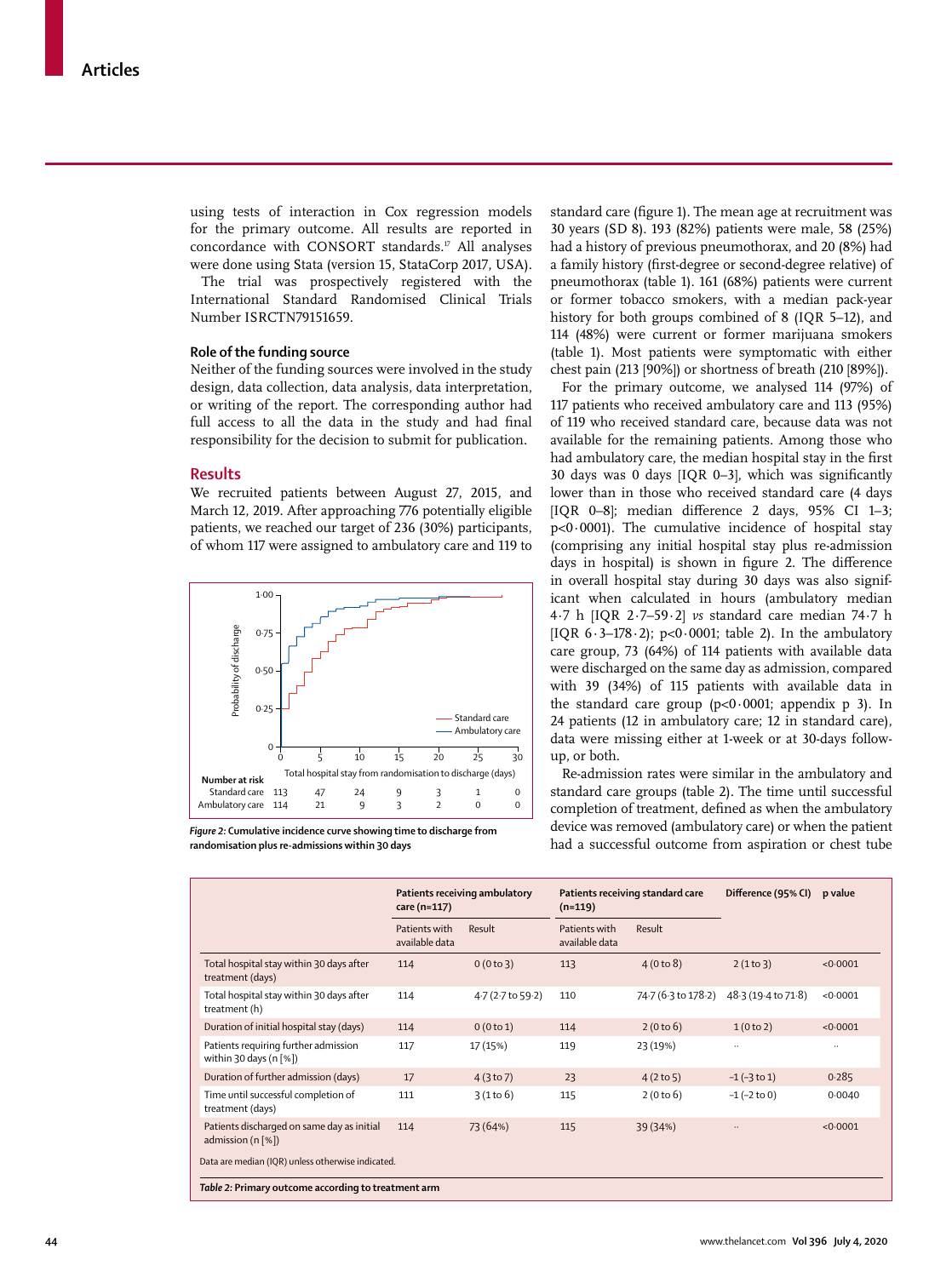using tests of interaction in Cox regression models for the primary outcome. All results are reported in concordance with CONSORT standards.[17] All analyses were done using Stata (version 15, StataCorp 2017, USA).

The trial was prospectively registered with the International Standard Randomised Clinical Trials Number ISRCTN79151659.

### Role of the funding source

Neither of the funding sources were involved in the study design, data collection, data analysis, data interpretation, or writing of the report. The corresponding author had full access to all the data in the study and had final responsibility for the decision to submit for publication.

## Results

We recruited patients between August 27, 2015, and March 12, 2019. After approaching 776 potentially eligible patients, we reached our target of 236 (30%) participants, of whom 117 were assigned to ambulatory care and 119 to standard care (figure 1). The mean age at recruitment was 30 years (SD 8). 193 (82%) patients were male, 58 (25%) had a history of previous pneumothorax, and 20 (8%) had a family history (first-degree or second-degree relative) of pneumothorax (table 1). 161 (68%) patients were current or former tobacco smokers, with a median pack-year history for both groups combined of 8 (IQR 5–12), and 114 (48%) were current or former marijuana smokers (table 1). Most patients were symptomatic with either chest pain (213 [90%]) or shortness of breath (210 [89%]).

For the primary outcome, we analysed 114 (97%) of 117 patients who received ambulatory care and 113 (95%) of 119 who received standard care, because data was not available for the remaining patients. Among those who had ambulatory care, the median hospital stay in the first 30 days was 0 days [IQR 0–3], which was significantly lower than in those who received standard care (4 days [IQR 0–8]; median difference 2 days, 95% CI 1–3; p<0·0001). The cumulative incidence of hospital stay (comprising any initial hospital stay plus re-admission days in hospital) is shown in figure 2. The difference in overall hospital stay during 30 days was also significant when calculated in hours (ambulatory median 4·7 h [IQR 2·7–59·2] *vs* standard care median 74·7 h [IQR 6·3–178·2]; p<0·0001; table 2). In the ambulatory care group, 73 (64%) of 114 patients with available data were discharged on the same day as admission, compared with 39 (34%) of 115 patients with available data in the standard care group (p<0·0001; appendix p 3). In 24 patients (12 in ambulatory care; 12 in standard care), data were missing either at 1-week or at 30-days follow-up, or both.

Re-admission rates were similar in the ambulatory and standard care groups (table 2). The time until successful completion of treatment, defined as when the ambulatory device was removed (ambulatory care) or when the patient had a successful outcome from aspiration or chest tube

| Number at risk | 0 | 5 | 10 | 15 | 20 | 25 | 30 |
|---|---|---|---|---|---|---|---|
| Standard care | 113 | 47 | 24 | 9 | 3 | 1 | 0 |
| Ambulatory care | 114 | 21 | 9 | 3 | 2 | 0 | 0 |

*Figure 2:* **Cumulative incidence curve showing time to discharge from randomisation plus re-admissions within 30 days**

| | Patients receiving ambulatory care (n=117) | | Patients receiving standard care (n=119) | | Difference (95% CI) | p value |
|---|---|---|---|---|---|---|
| | Patients with available data | Result | Patients with available data | Result | | |
| Total hospital stay within 30 days after treatment (days) | 114 | 0 (0 to 3) | 113 | 4 (0 to 8) | 2 (1 to 3) | <0·0001 |
| Total hospital stay within 30 days after treatment (h) | 114 | 4·7 (2·7 to 59·2) | 110 | 74·7 (6·3 to 178·2) | 48·3 (19·4 to 71·8) | <0·0001 |
| Duration of initial hospital stay (days) | 114 | 0 (0 to 1) | 114 | 2 (0 to 6) | 1 (0 to 2) | <0·0001 |
| Patients requiring further admission within 30 days (n [%]) | 117 | 17 (15%) | 119 | 23 (19%) | .. | .. |
| Duration of further admission (days) | 17 | 4 (3 to 7) | 23 | 4 (2 to 5) | −1 (−3 to 1) | 0·285 |
| Time until successful completion of treatment (days) | 111 | 3 (1 to 6) | 115 | 2 (0 to 6) | −1 (−2 to 0) | 0·0040 |
| Patients discharged on same day as initial admission (n [%]) | 114 | 73 (64%) | 115 | 39 (34%) | .. | <0·0001 |

Data are median (IQR) unless otherwise indicated.

*Table 2:* **Primary outcome according to treatment arm**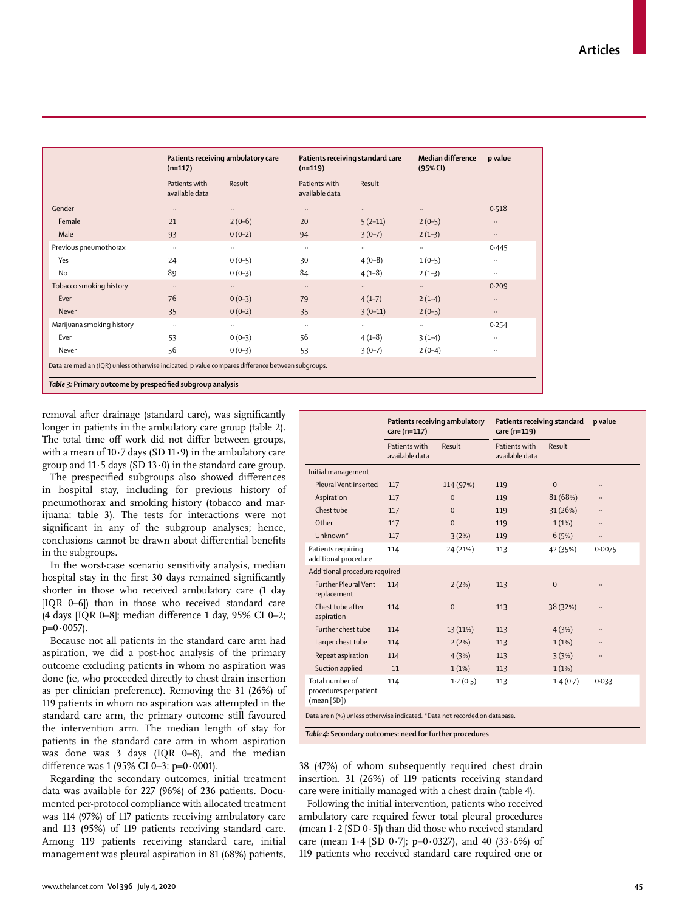| | Patients receiving ambulatory care (n=117) | | Patients receiving standard care (n=119) | | Median difference (95% CI) | p value |
|---|---|---|---|---|---|---|
| | Patients with available data | Result | Patients with available data | Result | | |
| Gender | .. | .. | .. | .. | .. | 0·518 |
| Female | 21 | 2 (0–6) | 20 | 5 (2–11) | 2 (0–5) | .. |
| Male | 93 | 0 (0–2) | 94 | 3 (0–7) | 2 (1–3) | .. |
| Previous pneumothorax | .. | .. | .. | .. | .. | 0·445 |
| Yes | 24 | 0 (0–5) | 30 | 4 (0–8) | 1 (0–5) | .. |
| No | 89 | 0 (0–3) | 84 | 4 (1–8) | 2 (1–3) | .. |
| Tobacco smoking history | .. | .. | .. | .. | .. | 0·209 |
| Ever | 76 | 0 (0–3) | 79 | 4 (1–7) | 2 (1–4) | .. |
| Never | 35 | 0 (0–2) | 35 | 3 (0–11) | 2 (0–5) | .. |
| Marijuana smoking history | .. | .. | .. | .. | .. | 0·254 |
| Ever | 53 | 0 (0–3) | 56 | 4 (1–8) | 3 (1–4) | .. |
| Never | 56 | 0 (0–3) | 53 | 3 (0–7) | 2 (0–4) | .. |

Data are median (IQR) unless otherwise indicated. p value compares difference between subgroups.

*Table 3:* **Primary outcome by prespecified subgroup analysis**

removal after drainage (standard care), was significantly longer in patients in the ambulatory care group (table 2). The total time off work did not differ between groups, with a mean of 10·7 days (SD 11·9) in the ambulatory care group and 11·5 days (SD 13·0) in the standard care group.

The prespecified subgroups also showed differences in hospital stay, including for previous history of pneumothorax and smoking history (tobacco and marijuana; table 3). The tests for interactions were not significant in any of the subgroup analyses; hence, conclusions cannot be drawn about differential benefits in the subgroups.

In the worst-case scenario sensitivity analysis, median hospital stay in the first 30 days remained significantly shorter in those who received ambulatory care (1 day [IQR 0–6]) than in those who received standard care (4 days [IQR 0–8]; median difference 1 day, 95% CI 0–2; p=0·0057).

Because not all patients in the standard care arm had aspiration, we did a post-hoc analysis of the primary outcome excluding patients in whom no aspiration was done (ie, who proceeded directly to chest drain insertion as per clinician preference). Removing the 31 (26%) of 119 patients in whom no aspiration was attempted in the standard care arm, the primary outcome still favoured the intervention arm. The median length of stay for patients in the standard care arm in whom aspiration was done was 3 days (IQR 0–8), and the median difference was 1 (95% CI 0–3; p=0·0001).

Regarding the secondary outcomes, initial treatment data was available for 227 (96%) of 236 patients. Documented per-protocol compliance with allocated treatment was 114 (97%) of 117 patients receiving ambulatory care and 113 (95%) of 119 patients receiving standard care. Among 119 patients receiving standard care, initial management was pleural aspiration in 81 (68%) patients, 38 (47%) of whom subsequently required chest drain insertion. 31 (26%) of 119 patients receiving standard care were initially managed with a chest drain (table 4).

Following the initial intervention, patients who received ambulatory care required fewer total pleural procedures (mean 1·2 [SD 0·5]) than did those who received standard care (mean 1·4 [SD 0·7]; p=0·0327), and 40 (33·6%) of 119 patients who received standard care required one or

| | Patients receiving ambulatory care (n=117) | | Patients receiving standard care (n=119) | | p value |
|---|---|---|---|---|---|
| | Patients with available data | Result | Patients with available data | Result | |
| Initial management | | | | | |
| Pleural Vent inserted | 117 | 114 (97%) | 119 | 0 | .. |
| Aspiration | 117 | 0 | 119 | 81 (68%) | .. |
| Chest tube | 117 | 0 | 119 | 31 (26%) | .. |
| Other | 117 | 0 | 119 | 1 (1%) | .. |
| Unknown* | 117 | 3 (2%) | 119 | 6 (5%) | .. |
| Patients requiring additional procedure | 114 | 24 (21%) | 113 | 42 (35%) | 0·0075 |
| Additional procedure required | | | | | |
| Further Pleural Vent replacement | 114 | 2 (2%) | 113 | 0 | .. |
| Chest tube after aspiration | 114 | 0 | 113 | 38 (32%) | .. |
| Further chest tube | 114 | 13 (11%) | 113 | 4 (3%) | .. |
| Larger chest tube | 114 | 2 (2%) | 113 | 1 (1%) | .. |
| Repeat aspiration | 114 | 4 (3%) | 113 | 3 (3%) | .. |
| Suction applied | 11 | 1 (1%) | 113 | 1 (1%) | |
| Total number of procedures per patient (mean [SD]) | 114 | 1·2 (0·5) | 113 | 1·4 (0·7) | 0·033 |

Data are n (%) unless otherwise indicated. *Data not recorded on database.

*Table 4:* **Secondary outcomes: need for further procedures**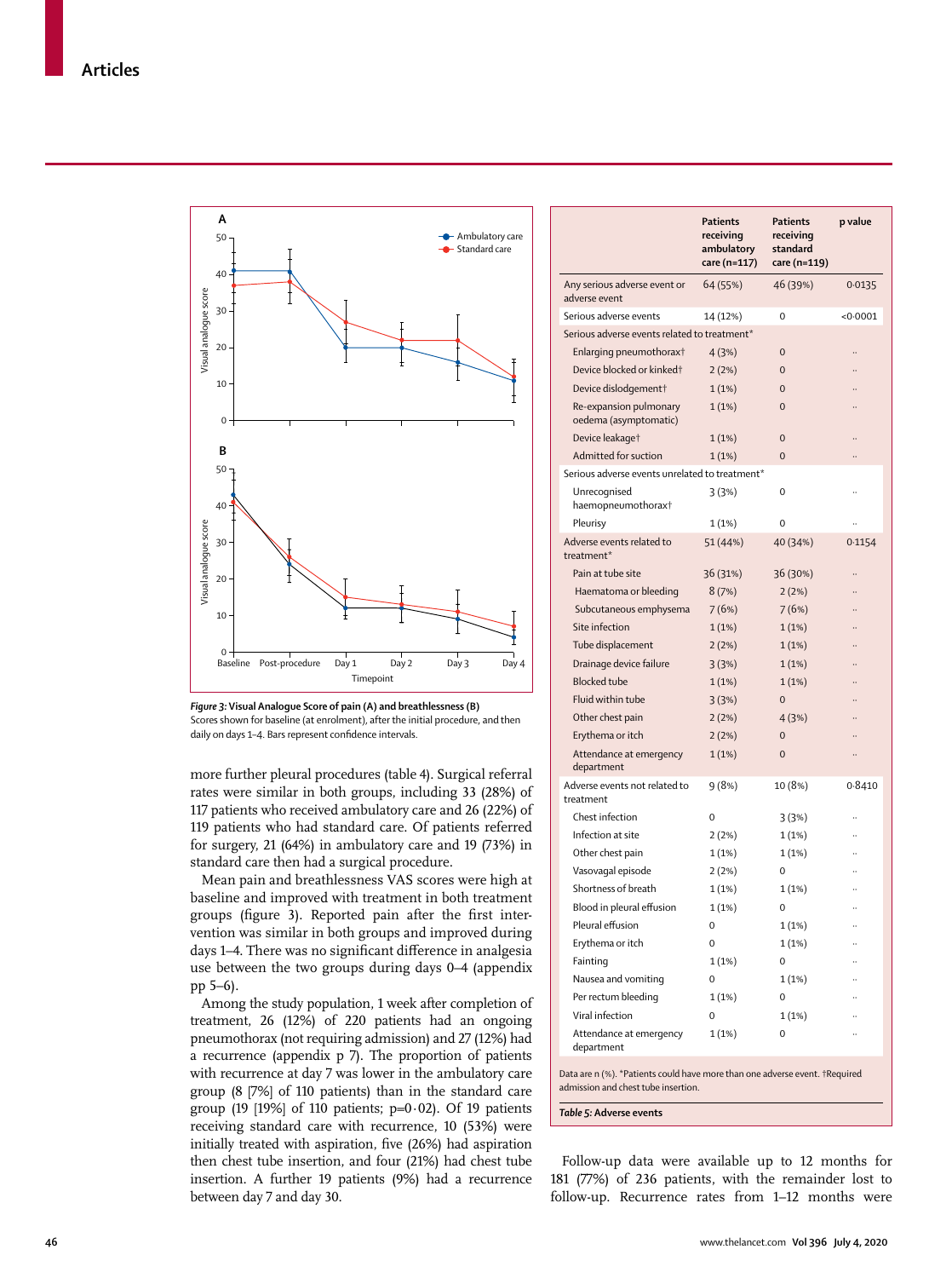Figure 3: Visual Analogue Score of pain (A) and breathlessness (B)
Scores shown for baseline (at enrolment), after the initial procedure, and then daily on days 1–4. Bars represent confidence intervals.

more further pleural procedures (table 4). Surgical referral rates were similar in both groups, including 33 (28%) of 117 patients who received ambulatory care and 26 (22%) of 119 patients who had standard care. Of patients referred for surgery, 21 (64%) in ambulatory care and 19 (73%) in standard care then had a surgical procedure.

Mean pain and breathlessness VAS scores were high at baseline and improved with treatment in both treatment groups (figure 3). Reported pain after the first intervention was similar in both groups and improved during days 1–4. There was no significant difference in analgesia use between the two groups during days 0–4 (appendix pp 5–6).

Among the study population, 1 week after completion of treatment, 26 (12%) of 220 patients had an ongoing pneumothorax (not requiring admission) and 27 (12%) had a recurrence (appendix p 7). The proportion of patients with recurrence at day 7 was lower in the ambulatory care group (8 [7%] of 110 patients) than in the standard care group (19 [19%] of 110 patients; p=0·02). Of 19 patients receiving standard care with recurrence, 10 (53%) were initially treated with aspiration, five (26%) had aspiration then chest tube insertion, and four (21%) had chest tube insertion. A further 19 patients (9%) had a recurrence between day 7 and day 30.

| | Patients receiving ambulatory care (n=117) | Patients receiving standard care (n=119) | p value |
|---|---|---|---|
| Any serious adverse event or adverse event | 64 (55%) | 46 (39%) | 0·0135 |
| Serious adverse events | 14 (12%) | 0 | <0·0001 |
| Serious adverse events related to treatment* | | | |
| Enlarging pneumothorax† | 4 (3%) | 0 | ·· |
| Device blocked or kinked† | 2 (2%) | 0 | ·· |
| Device dislodgement† | 1 (1%) | 0 | ·· |
| Re-expansion pulmonary oedema (asymptomatic) | 1 (1%) | 0 | ·· |
| Device leakage† | 1 (1%) | 0 | ·· |
| Admitted for suction | 1 (1%) | 0 | ·· |
| Serious adverse events unrelated to treatment* | | | |
| Unrecognised haemopneumothorax† | 3 (3%) | 0 | ·· |
| Pleurisy | 1 (1%) | 0 | ·· |
| Adverse events related to treatment* | 51 (44%) | 40 (34%) | 0·1154 |
| Pain at tube site | 36 (31%) | 36 (30%) | ·· |
| Haematoma or bleeding | 8 (7%) | 2 (2%) | ·· |
| Subcutaneous emphysema | 7 (6%) | 7 (6%) | ·· |
| Site infection | 1 (1%) | 1 (1%) | ·· |
| Tube displacement | 2 (2%) | 1 (1%) | ·· |
| Drainage device failure | 3 (3%) | 1 (1%) | ·· |
| Blocked tube | 1 (1%) | 1 (1%) | ·· |
| Fluid within tube | 3 (3%) | 0 | ·· |
| Other chest pain | 2 (2%) | 4 (3%) | ·· |
| Erythema or itch | 2 (2%) | 0 | ·· |
| Attendance at emergency department | 1 (1%) | 0 | ·· |
| Adverse events not related to treatment | 9 (8%) | 10 (8%) | 0·8410 |
| Chest infection | 0 | 3 (3%) | ·· |
| Infection at site | 2 (2%) | 1 (1%) | ·· |
| Other chest pain | 1 (1%) | 1 (1%) | ·· |
| Vasovagal episode | 2 (2%) | 0 | ·· |
| Shortness of breath | 1 (1%) | 1 (1%) | ·· |
| Blood in pleural effusion | 1 (1%) | 0 | ·· |
| Pleural effusion | 0 | 1 (1%) | ·· |
| Erythema or itch | 0 | 1 (1%) | ·· |
| Fainting | 1 (1%) | 0 | ·· |
| Nausea and vomiting | 0 | 1 (1%) | ·· |
| Per rectum bleeding | 1 (1%) | 0 | ·· |
| Viral infection | 0 | 1 (1%) | ·· |
| Attendance at emergency department | 1 (1%) | 0 | ·· |

Data are n (%). *Patients could have more than one adverse event. †Required admission and chest tube insertion.

*Table 5:* **Adverse events**

Follow-up data were available up to 12 months for 181 (77%) of 236 patients, with the remainder lost to follow-up. Recurrence rates from 1–12 months were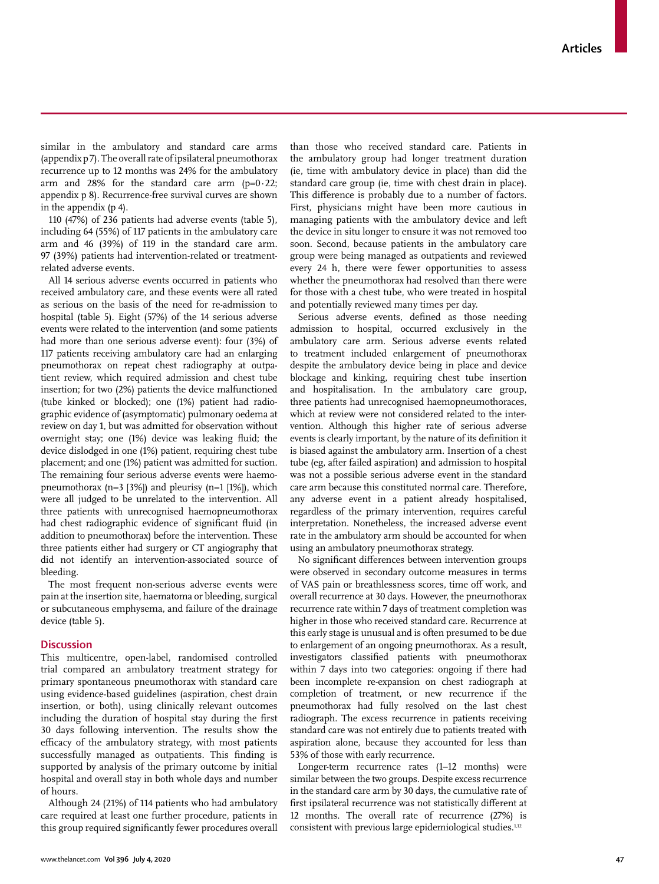similar in the ambulatory and standard care arms (appendix p 7). The overall rate of ipsilateral pneumothorax recurrence up to 12 months was 24% for the ambulatory arm and 28% for the standard care arm ($p=0·22$; appendix p 8). Recurrence-free survival curves are shown in the appendix (p 4).

110 (47%) of 236 patients had adverse events (table 5), including 64 (55%) of 117 patients in the ambulatory care arm and 46 (39%) of 119 in the standard care arm. 97 (39%) patients had intervention-related or treatment-related adverse events.

All 14 serious adverse events occurred in patients who received ambulatory care, and these events were all rated as serious on the basis of the need for re-admission to hospital (table 5). Eight (57%) of the 14 serious adverse events were related to the intervention (and some patients had more than one serious adverse event): four (3%) of 117 patients receiving ambulatory care had an enlarging pneumothorax on repeat chest radiography at outpatient review, which required admission and chest tube insertion; for two (2%) patients the device malfunctioned (tube kinked or blocked); one (1%) patient had radiographic evidence of (asymptomatic) pulmonary oedema at review on day 1, but was admitted for observation without overnight stay; one (1%) device was leaking fluid; the device dislodged in one (1%) patient, requiring chest tube placement; and one (1%) patient was admitted for suction. The remaining four serious adverse events were haemopneumothorax (n=3 [3%]) and pleurisy (n=1 [1%]), which were all judged to be unrelated to the intervention. All three patients with unrecognised haemopneumothorax had chest radiographic evidence of significant fluid (in addition to pneumothorax) before the intervention. These three patients either had surgery or CT angiography that did not identify an intervention-associated source of bleeding.

The most frequent non-serious adverse events were pain at the insertion site, haematoma or bleeding, surgical or subcutaneous emphysema, and failure of the drainage device (table 5).

## Discussion

This multicentre, open-label, randomised controlled trial compared an ambulatory treatment strategy for primary spontaneous pneumothorax with standard care using evidence-based guidelines (aspiration, chest drain insertion, or both), using clinically relevant outcomes including the duration of hospital stay during the first 30 days following intervention. The results show the efficacy of the ambulatory strategy, with most patients successfully managed as outpatients. This finding is supported by analysis of the primary outcome by initial hospital and overall stay in both whole days and number of hours.

Although 24 (21%) of 114 patients who had ambulatory care required at least one further procedure, patients in this group required significantly fewer procedures overall than those who received standard care. Patients in the ambulatory group had longer treatment duration (ie, time with ambulatory device in place) than did the standard care group (ie, time with chest drain in place). This difference is probably due to a number of factors. First, physicians might have been more cautious in managing patients with the ambulatory device and left the device in situ longer to ensure it was not removed too soon. Second, because patients in the ambulatory care group were being managed as outpatients and reviewed every 24 h, there were fewer opportunities to assess whether the pneumothorax had resolved than there were for those with a chest tube, who were treated in hospital and potentially reviewed many times per day.

Serious adverse events, defined as those needing admission to hospital, occurred exclusively in the ambulatory care arm. Serious adverse events related to treatment included enlargement of pneumothorax despite the ambulatory device being in place and device blockage and kinking, requiring chest tube insertion and hospitalisation. In the ambulatory care group, three patients had unrecognised haemopneumothoraces, which at review were not considered related to the intervention. Although this higher rate of serious adverse events is clearly important, by the nature of its definition it is biased against the ambulatory arm. Insertion of a chest tube (eg, after failed aspiration) and admission to hospital was not a possible serious adverse event in the standard care arm because this constituted normal care. Therefore, any adverse event in a patient already hospitalised, regardless of the primary intervention, requires careful interpretation. Nonetheless, the increased adverse event rate in the ambulatory arm should be accounted for when using an ambulatory pneumothorax strategy.

No significant differences between intervention groups were observed in secondary outcome measures in terms of VAS pain or breathlessness scores, time off work, and overall recurrence at 30 days. However, the pneumothorax recurrence rate within 7 days of treatment completion was higher in those who received standard care. Recurrence at this early stage is unusual and is often presumed to be due to enlargement of an ongoing pneumothorax. As a result, investigators classified patients with pneumothorax within 7 days into two categories: ongoing if there had been incomplete re-expansion on chest radiograph at completion of treatment, or new recurrence if the pneumothorax had fully resolved on the last chest radiograph. The excess recurrence in patients receiving standard care was not entirely due to patients treated with aspiration alone, because they accounted for less than 53% of those with early recurrence.

Longer-term recurrence rates (1–12 months) were similar between the two groups. Despite excess recurrence in the standard care arm by 30 days, the cumulative rate of first ipsilateral recurrence was not statistically different at 12 months. The overall rate of recurrence (27%) is consistent with previous large epidemiological studies.[1,12]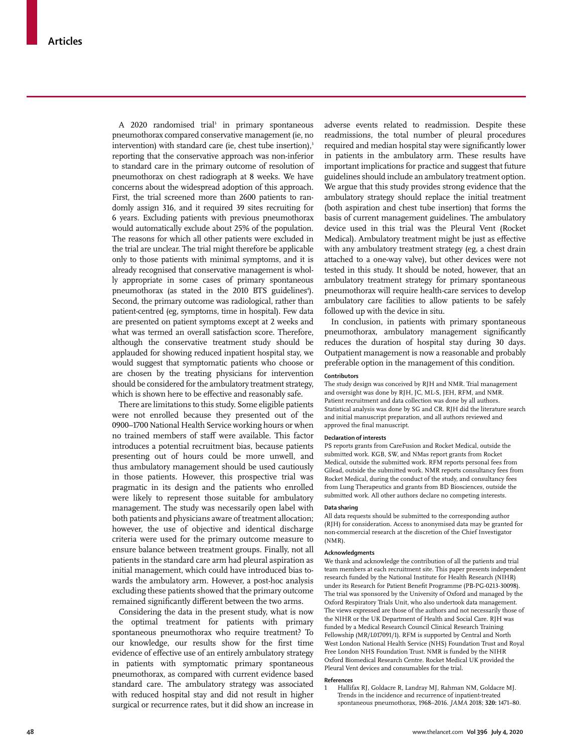A 2020 randomised trial[3] in primary spontaneous pneumothorax compared conservative management (ie, no intervention) with standard care (ie, chest tube insertion),[3] reporting that the conservative approach was non-inferior to standard care in the primary outcome of resolution of pneumothorax on chest radiograph at 8 weeks. We have concerns about the widespread adoption of this approach. First, the trial screened more than 2600 patients to randomly assign 316, and it required 39 sites recruiting for 6 years. Excluding patients with previous pneumothorax would automatically exclude about 25% of the population. The reasons for which all other patients were excluded in the trial are unclear. The trial might therefore be applicable only to those patients with minimal symptoms, and it is already recognised that conservative management is wholly appropriate in some cases of primary spontaneous pneumothorax (as stated in the 2010 BTS guidelines[4]). Second, the primary outcome was radiological, rather than patient-centred (eg, symptoms, time in hospital). Few data are presented on patient symptoms except at 2 weeks and what was termed an overall satisfaction score. Therefore, although the conservative treatment study should be applauded for showing reduced inpatient hospital stay, we would suggest that symptomatic patients who choose or are chosen by the treating physicians for intervention should be considered for the ambulatory treatment strategy, which is shown here to be effective and reasonably safe.

There are limitations to this study. Some eligible patients were not enrolled because they presented out of the 0900–1700 National Health Service working hours or when no trained members of staff were available. This factor introduces a potential recruitment bias, because patients presenting out of hours could be more unwell, and thus ambulatory management should be used cautiously in those patients. However, this prospective trial was pragmatic in its design and the patients who enrolled were likely to represent those suitable for ambulatory management. The study was necessarily open label with both patients and physicians aware of treatment allocation; however, the use of objective and identical discharge criteria were used for the primary outcome measure to ensure balance between treatment groups. Finally, not all patients in the standard care arm had pleural aspiration as initial management, which could have introduced bias towards the ambulatory arm. However, a post-hoc analysis excluding these patients showed that the primary outcome remained significantly different between the two arms.

Considering the data in the present study, what is now the optimal treatment for patients with primary spontaneous pneumothorax who require treatment? To our knowledge, our results show for the first time evidence of effective use of an entirely ambulatory strategy in patients with symptomatic primary spontaneous pneumothorax, as compared with current evidence based standard care. The ambulatory strategy was associated with reduced hospital stay and did not result in higher surgical or recurrence rates, but it did show an increase in adverse events related to readmission. Despite these readmissions, the total number of pleural procedures required and median hospital stay were significantly lower in patients in the ambulatory arm. These results have important implications for practice and suggest that future guidelines should include an ambulatory treatment option. We argue that this study provides strong evidence that the ambulatory strategy should replace the initial treatment (both aspiration and chest tube insertion) that forms the basis of current management guidelines. The ambulatory device used in this trial was the Pleural Vent (Rocket Medical). Ambulatory treatment might be just as effective with any ambulatory treatment strategy (eg, a chest drain attached to a one-way valve), but other devices were not tested in this study. It should be noted, however, that an ambulatory treatment strategy for primary spontaneous pneumothorax will require health-care services to develop ambulatory care facilities to allow patients to be safely followed up with the device in situ.

In conclusion, in patients with primary spontaneous pneumothorax, ambulatory management significantly reduces the duration of hospital stay during 30 days. Outpatient management is now a reasonable and probably preferable option in the management of this condition.

#### Contributors

The study design was conceived by RJH and NMR. Trial management and oversight was done by RJH, JC, ML-S, JEH, RFM, and NMR. Patient recruitment and data collection was done by all authors. Statistical analysis was done by SG and CR. RJH did the literature search and initial manuscript preparation, and all authors reviewed and approved the final manuscript.

#### Declaration of interests

PS reports grants from CareFusion and Rocket Medical, outside the submitted work. KGB, SW, and NMas report grants from Rocket Medical, outside the submitted work. RFM reports personal fees from Gilead, outside the submitted work. NMR reports consultancy fees from Rocket Medical, during the conduct of the study, and consultancy fees from Lung Therapeutics and grants from BD Biosciences, outside the submitted work. All other authors declare no competing interests.

#### Data sharing

All data requests should be submitted to the corresponding author (RJH) for consideration. Access to anonymised data may be granted for non-commercial research at the discretion of the Chief Investigator (NMR).

#### Acknowledgments

We thank and acknowledge the contribution of all the patients and trial team members at each recruitment site. This paper presents independent research funded by the National Institute for Health Research (NIHR) under its Research for Patient Benefit Programme (PB-PG-0213-30098). The trial was sponsored by the University of Oxford and managed by the Oxford Respiratory Trials Unit, who also undertook data management. The views expressed are those of the authors and not necessarily those of the NIHR or the UK Department of Health and Social Care. RJH was funded by a Medical Research Council Clinical Research Training Fellowship (MR/L017091/1). RFM is supported by Central and North West London National Health Service (NHS) Foundation Trust and Royal Free London NHS Foundation Trust. NMR is funded by the NIHR Oxford Biomedical Research Centre. Rocket Medical UK provided the Pleural Vent devices and consumables for the trial.

#### References

1. Hallifax RJ, Goldacre R, Landray MJ, Rahman NM, Goldacre MJ. Trends in the incidence and recurrence of inpatient-treated spontaneous pneumothorax, 1968–2016. *JAMA* 2018; **320:** 1471–80.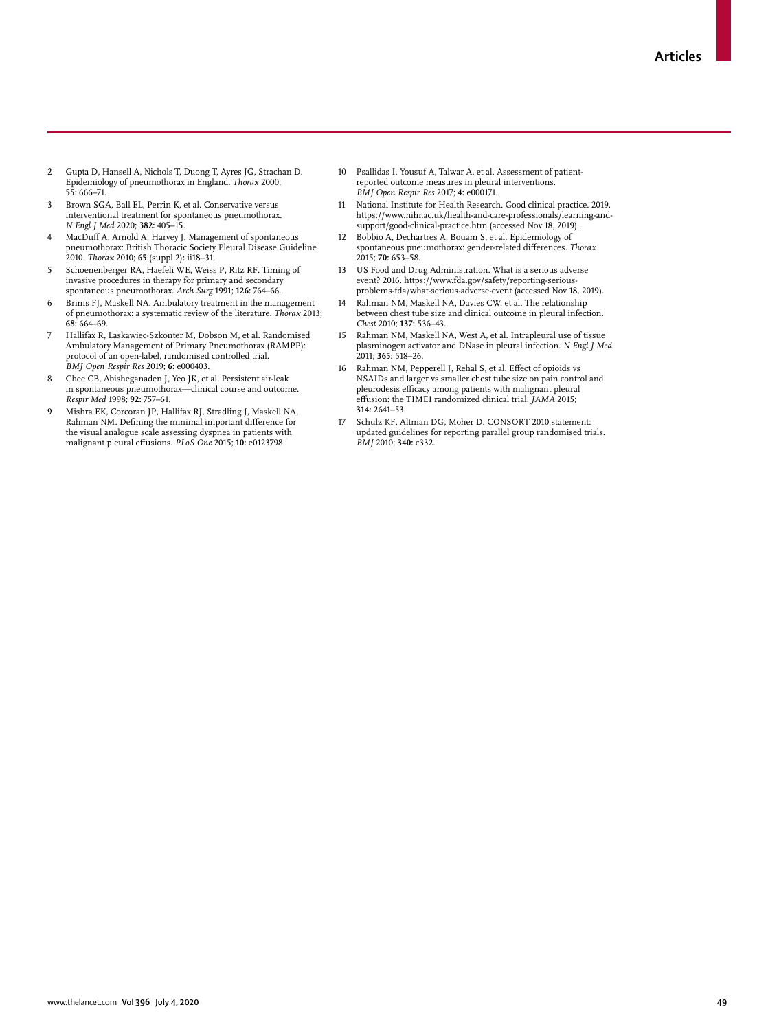2. Gupta D, Hansell A, Nichols T, Duong T, Ayres JG, Strachan D. Epidemiology of pneumothorax in England. *Thorax* 2000; **55:** 666–71.
3. Brown SGA, Ball EL, Perrin K, et al. Conservative versus interventional treatment for spontaneous pneumothorax. *N Engl J Med* 2020; **382:** 405–15.
4. MacDuff A, Arnold A, Harvey J. Management of spontaneous pneumothorax: British Thoracic Society Pleural Disease Guideline 2010. *Thorax* 2010; **65** (suppl 2)**:** ii18–31.
5. Schoenenberger RA, Haefeli WE, Weiss P, Ritz RF. Timing of invasive procedures in therapy for primary and secondary spontaneous pneumothorax. *Arch Surg* 1991; **126:** 764–66.
6. Brims FJ, Maskell NA. Ambulatory treatment in the management of pneumothorax: a systematic review of the literature. *Thorax* 2013; **68:** 664–69.
7. Hallifax R, Laskawiec-Szkonter M, Dobson M, et al. Randomised Ambulatory Management of Primary Pneumothorax (RAMPP): protocol of an open-label, randomised controlled trial. *BMJ Open Respir Res* 2019; **6:** e000403.
8. Chee CB, Abisheganaden J, Yeo JK, et al. Persistent air-leak in spontaneous pneumothorax—clinical course and outcome. *Respir Med* 1998; **92:** 757–61.
9. Mishra EK, Corcoran JP, Hallifax RJ, Stradling J, Maskell NA, Rahman NM. Defining the minimal important difference for the visual analogue scale assessing dyspnea in patients with malignant pleural effusions. *PLoS One* 2015; **10:** e0123798.
10. Psallidas I, Yousuf A, Talwar A, et al. Assessment of patient-reported outcome measures in pleural interventions. *BMJ Open Respir Res* 2017; **4:** e000171.
11. National Institute for Health Research. Good clinical practice. 2019. https://www.nihr.ac.uk/health-and-care-professionals/learning-and-support/good-clinical-practice.htm (accessed Nov 18, 2019).
12. Bobbio A, Dechartres A, Bouam S, et al. Epidemiology of spontaneous pneumothorax: gender-related differences. *Thorax* 2015; **70:** 653–58.
13. US Food and Drug Administration. What is a serious adverse event? 2016. https://www.fda.gov/safety/reporting-serious-problems-fda/what-serious-adverse-event (accessed Nov 18, 2019).
14. Rahman NM, Maskell NA, Davies CW, et al. The relationship between chest tube size and clinical outcome in pleural infection. *Chest* 2010; **137:** 536–43.
15. Rahman NM, Maskell NA, West A, et al. Intrapleural use of tissue plasminogen activator and DNase in pleural infection. *N Engl J Med* 2011; **365:** 518–26.
16. Rahman NM, Pepperell J, Rehal S, et al. Effect of opioids vs NSAIDs and larger vs smaller chest tube size on pain control and pleurodesis efficacy among patients with malignant pleural effusion: the TIME1 randomized clinical trial. *JAMA* 2015; **314:** 2641–53.
17. Schulz KF, Altman DG, Moher D. CONSORT 2010 statement: updated guidelines for reporting parallel group randomised trials. *BMJ* 2010; **340:** c332.